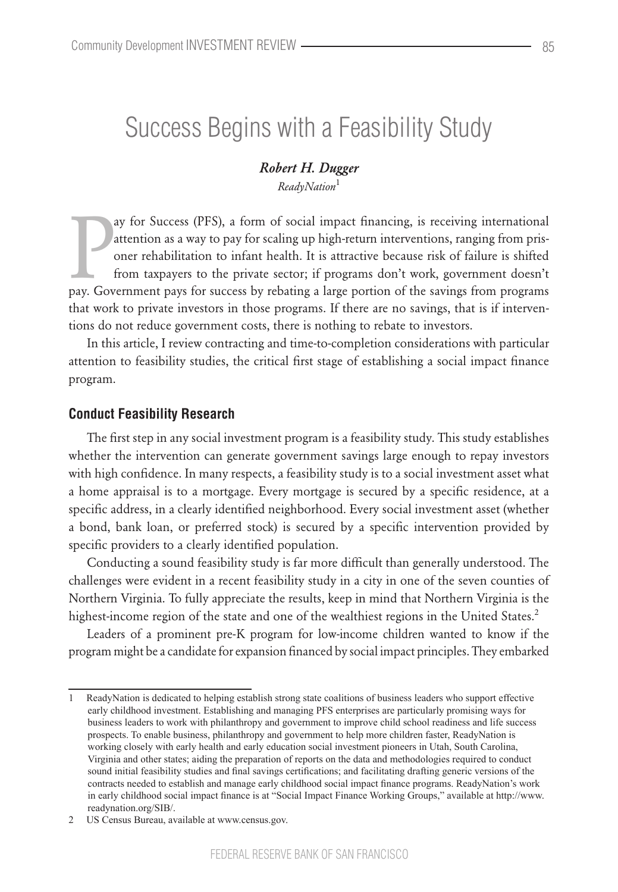# Success Begins with a Feasibility Study

***Robert H. Dugger***

*ReadyNation*[1]

Pay for Success (PFS), a form of social impact financing, is receiving international attention as a way to pay for scaling up high-return interventions, ranging from prisoner rehabilitation to infant health. It is attractive because risk of failure is shifted from taxpayers to the private sector; if programs don't work, government doesn't pay. Government pays for success by rebating a large portion of the savings from programs that work to private investors in those programs. If there are no savings, that is if interventions do not reduce government costs, there is nothing to rebate to investors.

In this article, I review contracting and time-to-completion considerations with particular attention to feasibility studies, the critical first stage of establishing a social impact finance program.

## Conduct Feasibility Research

The first step in any social investment program is a feasibility study. This study establishes whether the intervention can generate government savings large enough to repay investors with high confidence. In many respects, a feasibility study is to a social investment asset what a home appraisal is to a mortgage. Every mortgage is secured by a specific residence, at a specific address, in a clearly identified neighborhood. Every social investment asset (whether a bond, bank loan, or preferred stock) is secured by a specific intervention provided by specific providers to a clearly identified population.

Conducting a sound feasibility study is far more difficult than generally understood. The challenges were evident in a recent feasibility study in a city in one of the seven counties of Northern Virginia. To fully appreciate the results, keep in mind that Northern Virginia is the highest-income region of the state and one of the wealthiest regions in the United States.[2]

Leaders of a prominent pre-K program for low-income children wanted to know if the program might be a candidate for expansion financed by social impact principles. They embarked

---

1 ReadyNation is dedicated to helping establish strong state coalitions of business leaders who support effective early childhood investment. Establishing and managing PFS enterprises are particularly promising ways for business leaders to work with philanthropy and government to improve child school readiness and life success prospects. To enable business, philanthropy and government to help more children faster, ReadyNation is working closely with early health and early education social investment pioneers in Utah, South Carolina, Virginia and other states; aiding the preparation of reports on the data and methodologies required to conduct sound initial feasibility studies and final savings certifications; and facilitating drafting generic versions of the contracts needed to establish and manage early childhood social impact finance programs. ReadyNation's work in early childhood social impact finance is at "Social Impact Finance Working Groups," available at http://www.readynation.org/SIB/.

2 US Census Bureau, available at www.census.gov.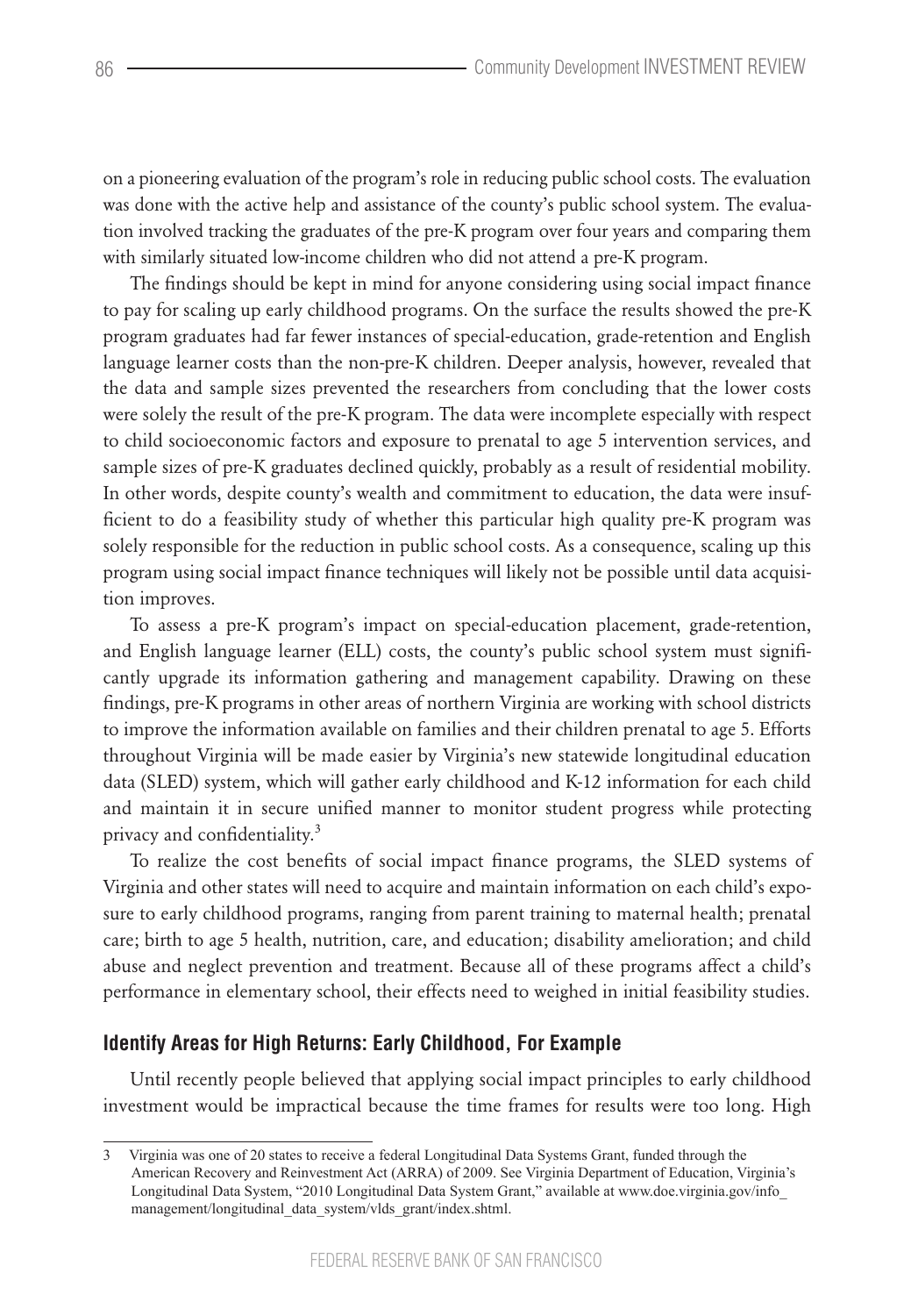on a pioneering evaluation of the program's role in reducing public school costs. The evaluation was done with the active help and assistance of the county's public school system. The evaluation involved tracking the graduates of the pre-K program over four years and comparing them with similarly situated low-income children who did not attend a pre-K program.

The findings should be kept in mind for anyone considering using social impact finance to pay for scaling up early childhood programs. On the surface the results showed the pre-K program graduates had far fewer instances of special-education, grade-retention and English language learner costs than the non-pre-K children. Deeper analysis, however, revealed that the data and sample sizes prevented the researchers from concluding that the lower costs were solely the result of the pre-K program. The data were incomplete especially with respect to child socioeconomic factors and exposure to prenatal to age 5 intervention services, and sample sizes of pre-K graduates declined quickly, probably as a result of residential mobility. In other words, despite county's wealth and commitment to education, the data were insufficient to do a feasibility study of whether this particular high quality pre-K program was solely responsible for the reduction in public school costs. As a consequence, scaling up this program using social impact finance techniques will likely not be possible until data acquisition improves.

To assess a pre-K program's impact on special-education placement, grade-retention, and English language learner (ELL) costs, the county's public school system must significantly upgrade its information gathering and management capability. Drawing on these findings, pre-K programs in other areas of northern Virginia are working with school districts to improve the information available on families and their children prenatal to age 5. Efforts throughout Virginia will be made easier by Virginia's new statewide longitudinal education data (SLED) system, which will gather early childhood and K-12 information for each child and maintain it in secure unified manner to monitor student progress while protecting privacy and confidentiality.[3]

To realize the cost benefits of social impact finance programs, the SLED systems of Virginia and other states will need to acquire and maintain information on each child's exposure to early childhood programs, ranging from parent training to maternal health; prenatal care; birth to age 5 health, nutrition, care, and education; disability amelioration; and child abuse and neglect prevention and treatment. Because all of these programs affect a child's performance in elementary school, their effects need to weighed in initial feasibility studies.

### Identify Areas for High Returns: Early Childhood, For Example

Until recently people believed that applying social impact principles to early childhood investment would be impractical because the time frames for results were too long. High

---

3 Virginia was one of 20 states to receive a federal Longitudinal Data Systems Grant, funded through the American Recovery and Reinvestment Act (ARRA) of 2009. See Virginia Department of Education, Virginia's Longitudinal Data System, "2010 Longitudinal Data System Grant," available at www.doe.virginia.gov/info_management/longitudinal_data_system/vlds_grant/index.shtml.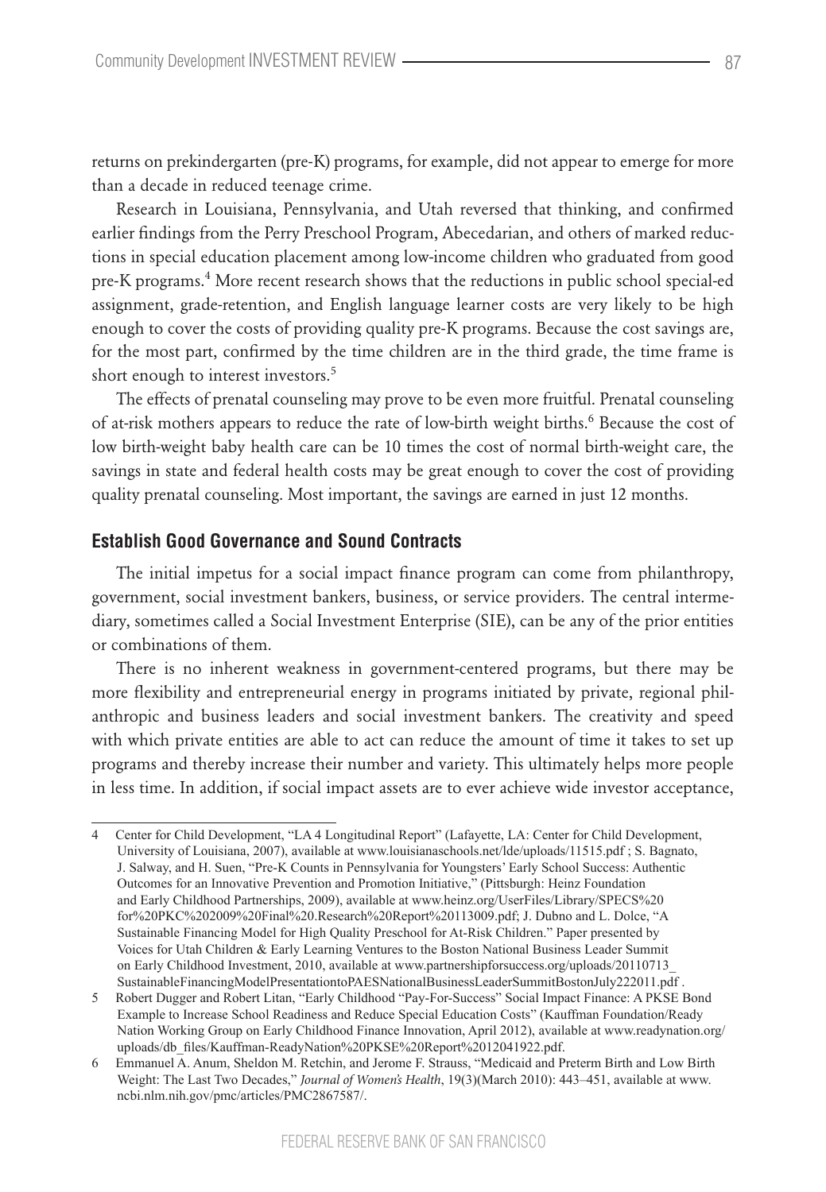returns on prekindergarten (pre-K) programs, for example, did not appear to emerge for more than a decade in reduced teenage crime.

Research in Louisiana, Pennsylvania, and Utah reversed that thinking, and confirmed earlier findings from the Perry Preschool Program, Abecedarian, and others of marked reductions in special education placement among low-income children who graduated from good pre-K programs.[4] More recent research shows that the reductions in public school special-ed assignment, grade-retention, and English language learner costs are very likely to be high enough to cover the costs of providing quality pre-K programs. Because the cost savings are, for the most part, confirmed by the time children are in the third grade, the time frame is short enough to interest investors.[5]

The effects of prenatal counseling may prove to be even more fruitful. Prenatal counseling of at-risk mothers appears to reduce the rate of low-birth weight births.[6] Because the cost of low birth-weight baby health care can be 10 times the cost of normal birth-weight care, the savings in state and federal health costs may be great enough to cover the cost of providing quality prenatal counseling. Most important, the savings are earned in just 12 months.

### Establish Good Governance and Sound Contracts

The initial impetus for a social impact finance program can come from philanthropy, government, social investment bankers, business, or service providers. The central intermediary, sometimes called a Social Investment Enterprise (SIE), can be any of the prior entities or combinations of them.

There is no inherent weakness in government-centered programs, but there may be more flexibility and entrepreneurial energy in programs initiated by private, regional philanthropic and business leaders and social investment bankers. The creativity and speed with which private entities are able to act can reduce the amount of time it takes to set up programs and thereby increase their number and variety. This ultimately helps more people in less time. In addition, if social impact assets are to ever achieve wide investor acceptance,

---

4 Center for Child Development, "LA 4 Longitudinal Report" (Lafayette, LA: Center for Child Development, University of Louisiana, 2007), available at www.louisianaschools.net/lde/uploads/11515.pdf ; S. Bagnato, J. Salway, and H. Suen, "Pre-K Counts in Pennsylvania for Youngsters' Early School Success: Authentic Outcomes for an Innovative Prevention and Promotion Initiative," (Pittsburgh: Heinz Foundation and Early Childhood Partnerships, 2009), available at www.heinz.org/UserFiles/Library/SPECS%20 for%20PKC%202009%20Final%20.Research%20Report%20113009.pdf; J. Dubno and L. Dolce, "A Sustainable Financing Model for High Quality Preschool for At-Risk Children." Paper presented by Voices for Utah Children & Early Learning Ventures to the Boston National Business Leader Summit on Early Childhood Investment, 2010, available at www.partnershipforsuccess.org/uploads/20110713_ SustainableFinancingModelPresentationtoPAESNationalBusinessLeaderSummitBostonJuly222011.pdf .

5 Robert Dugger and Robert Litan, "Early Childhood "Pay-For-Success" Social Impact Finance: A PKSE Bond Example to Increase School Readiness and Reduce Special Education Costs" (Kauffman Foundation/Ready Nation Working Group on Early Childhood Finance Innovation, April 2012), available at www.readynation.org/ uploads/db_files/Kauffman-ReadyNation%20PKSE%20Report%2012041922.pdf.

6 Emmanuel A. Anum, Sheldon M. Retchin, and Jerome F. Strauss, "Medicaid and Preterm Birth and Low Birth Weight: The Last Two Decades," *Journal of Women's Health*, 19(3)(March 2010): 443–451, available at www. ncbi.nlm.nih.gov/pmc/articles/PMC2867587/.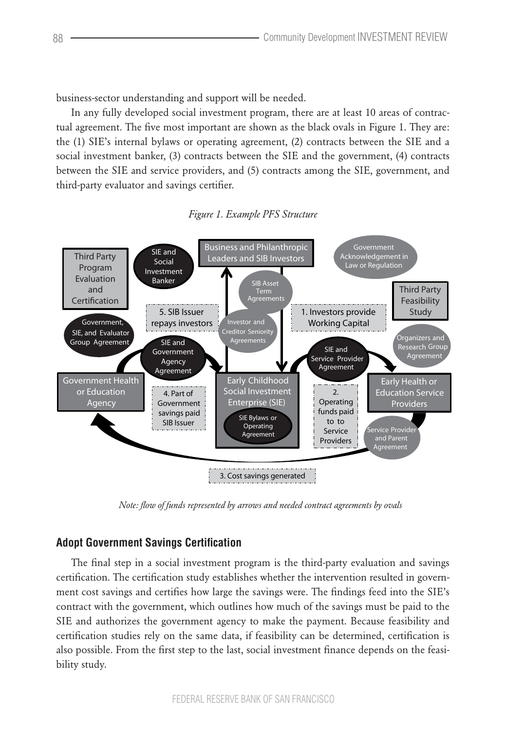business-sector understanding and support will be needed.

In any fully developed social investment program, there are at least 10 areas of contractual agreement. The five most important are shown as the black ovals in Figure 1. They are: the (1) SIE's internal bylaws or operating agreement, (2) contracts between the SIE and a social investment banker, (3) contracts between the SIE and the government, (4) contracts between the SIE and service providers, and (5) contracts among the SIE, government, and third-party evaluator and savings certifier.

*Figure 1. Example PFS Structure*

*Note: flow of funds represented by arrows and needed contract agreements by ovals*

### Adopt Government Savings Certification

The final step in a social investment program is the third-party evaluation and savings certification. The certification study establishes whether the intervention resulted in government cost savings and certifies how large the savings were. The findings feed into the SIE's contract with the government, which outlines how much of the savings must be paid to the SIE and authorizes the government agency to make the payment. Because feasibility and certification studies rely on the same data, if feasibility can be determined, certification is also possible. From the first step to the last, social investment finance depends on the feasibility study.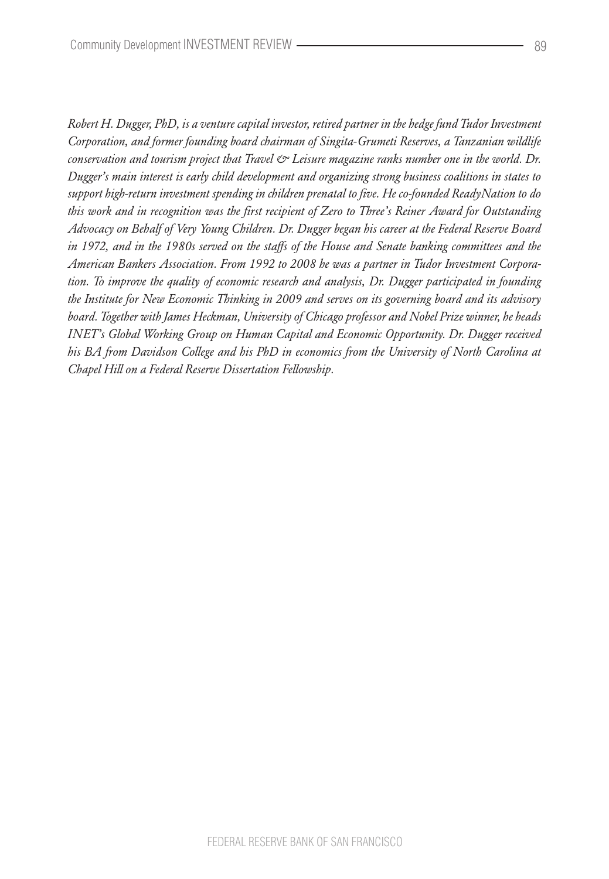*Robert H. Dugger, PhD, is a venture capital investor, retired partner in the hedge fund Tudor Investment Corporation, and former founding board chairman of Singita-Grumeti Reserves, a Tanzanian wildlife conservation and tourism project that Travel & Leisure magazine ranks number one in the world. Dr. Dugger's main interest is early child development and organizing strong business coalitions in states to support high-return investment spending in children prenatal to five. He co-founded ReadyNation to do this work and in recognition was the first recipient of Zero to Three's Reiner Award for Outstanding Advocacy on Behalf of Very Young Children. Dr. Dugger began his career at the Federal Reserve Board in 1972, and in the 1980s served on the staffs of the House and Senate banking committees and the American Bankers Association. From 1992 to 2008 he was a partner in Tudor Investment Corporation. To improve the quality of economic research and analysis, Dr. Dugger participated in founding the Institute for New Economic Thinking in 2009 and serves on its governing board and its advisory board. Together with James Heckman, University of Chicago professor and Nobel Prize winner, he heads INET's Global Working Group on Human Capital and Economic Opportunity. Dr. Dugger received his BA from Davidson College and his PhD in economics from the University of North Carolina at Chapel Hill on a Federal Reserve Dissertation Fellowship.*